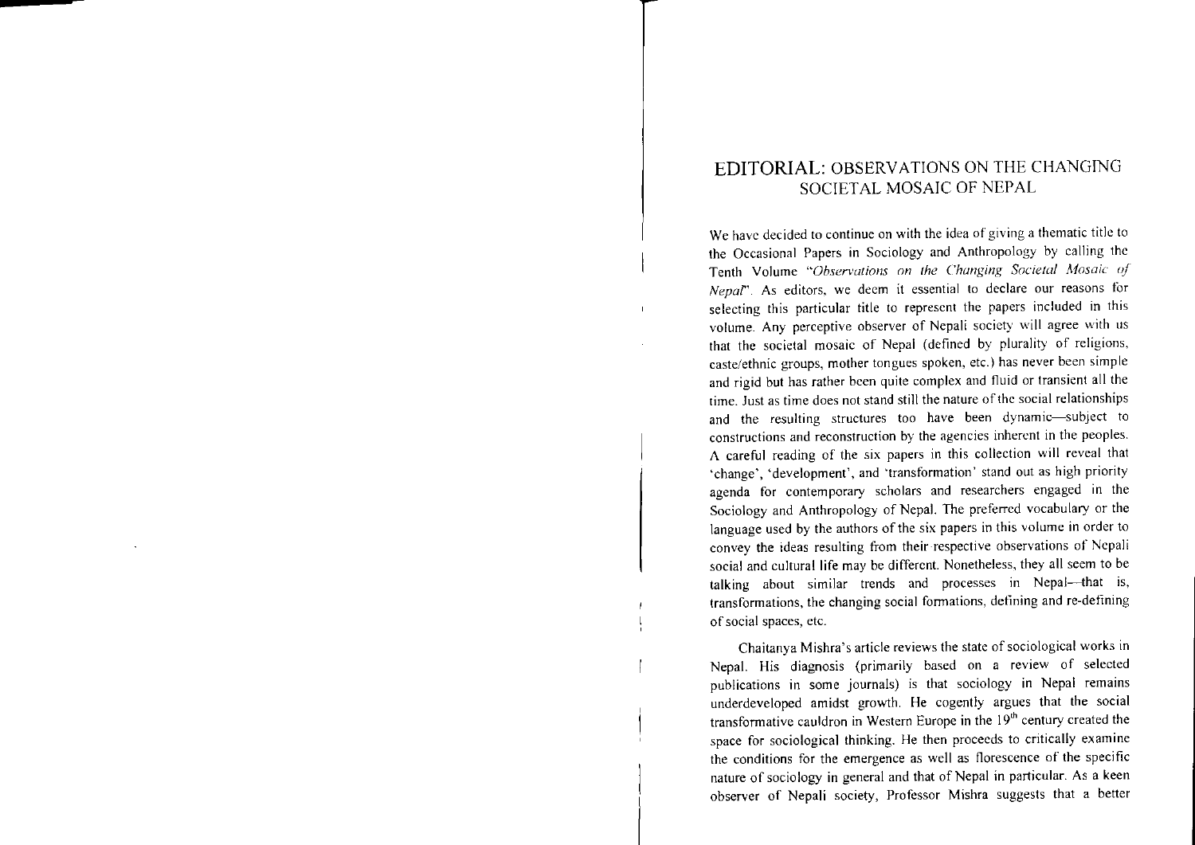# EDITORIAL: OBSERVATIONS ON THE CHANGING SOCIETAL MOSAIC OF NEPAL

We have decided to continue on with the idea of giving a thematic title to the Occasional Papers in Sociology and Anthropology by calling the Tenth Volume *"Observations on the Changing Societal Mosaic of Nepal"*. As editors, we deem it essential to declare our reasons for selecting this particular title to represent the papers included in this volume. Any perceptive observer of Nepali society will agree with us that the societal mosaic of Nepal (defined by plurality of religions, caste/ethnic groups, mother tongues spoken, etc.) has never been simple and rigid but has rather been quite complex and fluid or transient all the time. Just as time does not stand still the nature of the social relationships and the resulting structures too have been dynamic—subject to constructions and reconstruction by the agencies inherent in the peoples. A careful reading of the six papers in this collection will reveal that 'change', 'development', and 'transformation' stand out as high priority agenda for contemporary scholars and researchers engaged in the Sociology and Anthropology of Nepal. The preferred vocabulary or the language used by the authors of the six papers in this volume in order to convey the ideas resulting from their respective observations of Nepali social and cultural life may be different. Nonetheless, they all seem to be talking about similar trends and processes in Nepal—that is, transformations, the changing social formations, defining and re-defining of social spaces, etc.

Chaitanya Mishra's article reviews the state of sociological works in Nepal. His diagnosis (primarily based on a review of selected publications in some journals) is that sociology in Nepal remains underdeveloped amidst growth. He cogently argues that the social transformative cauldron in Western Europe in the 19th century created the space for sociological thinking. He then proceeds to critically examine the conditions for the emergence as well as florescence of the specific nature of sociology in general and that of Nepal in particular. As a keen observer of Nepali society, Professor Mishra suggests that a better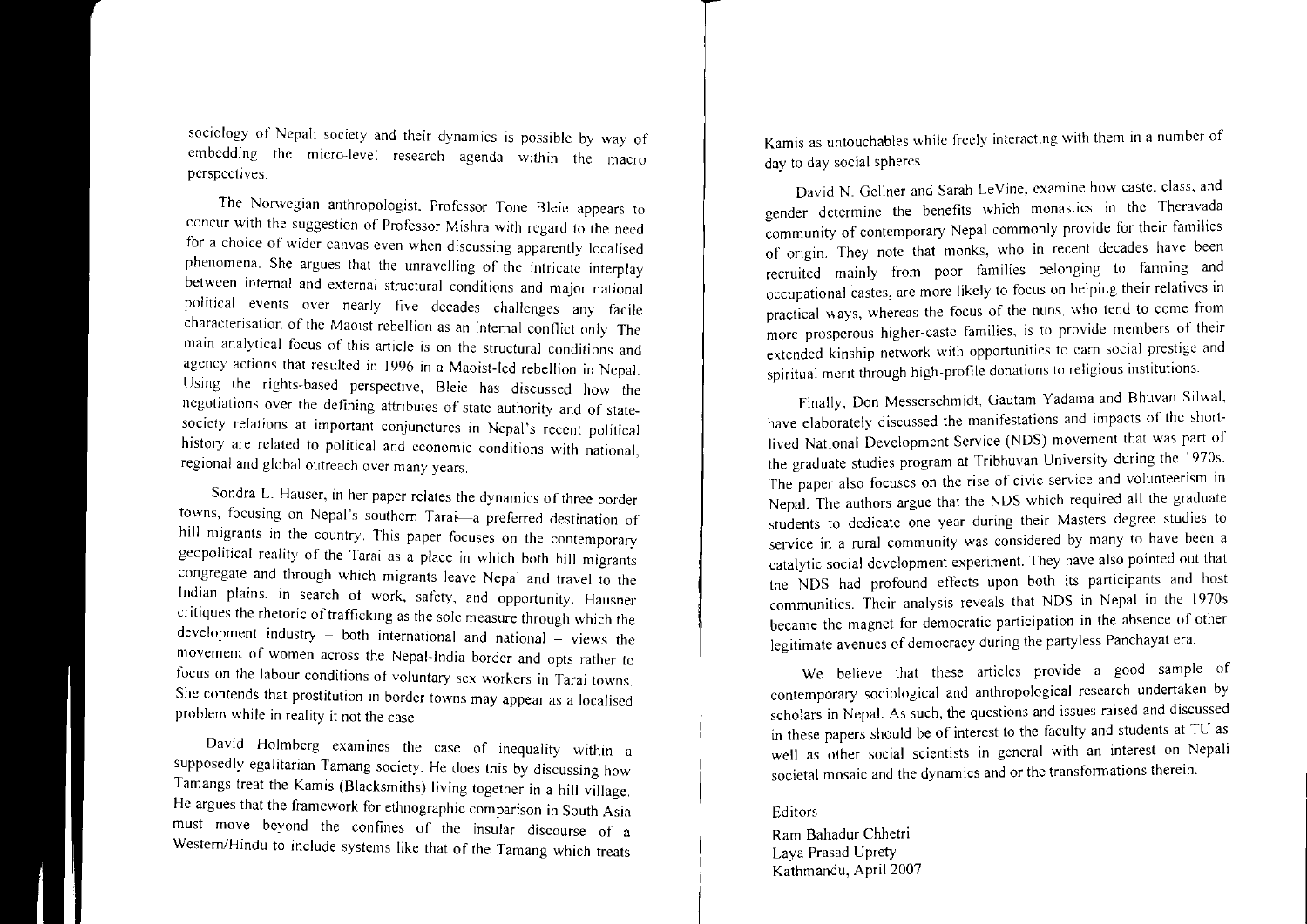sociology of Nepali society and their dynamics is possible by way of embedding the micro-level research agenda within the macro perspectives.

The Norwegian anthropologist, Professor Tone Bleie appears to concur with the suggestion of Professor Mishra with regard to the need for a choice of wider canvas even when discussing apparently localised phenomena. She argues that the unravelling of the intricate interplay between internal and external structural conditions and major national political events over nearly five decades challenges any facile characterisation of the Maoist rebellion as an internal conflict only. The main analytical focus of this article is on the structural conditions and agency actions that resulted in 1996 in a Maoist-led rebellion in Nepal. Using the rights-based perspective, Bleie has discussed how the negotiations over the defining attributes of state authority and of state-society relations at important conjunctures in Nepal's recent political history are related to political and economic conditions with national, regional and global outreach over many years.

Sondra L. Hauser, in her paper relates the dynamics of three border towns, focusing on Nepal's southern Tarai—a preferred destination of hill migrants in the country. This paper focuses on the contemporary geopolitical reality of the Tarai as a place in which both hill migrants congregate and through which migrants leave Nepal and travel to the Indian plains, in search of work, safety, and opportunity. Hausner critiques the rhetoric of trafficking as the sole measure through which the development industry – both international and national – views the movement of women across the Nepal-India border and opts rather to focus on the labour conditions of voluntary sex workers in Tarai towns. She contends that prostitution in border towns may appear as a localised problem while in reality it not the case.

David Holmberg examines the case of inequality within a supposedly egalitarian Tamang society. He does this by discussing how Tamangs treat the Kamis (Blacksmiths) living together in a hill village. He argues that the framework for ethnographic comparison in South Asia must move beyond the confines of the insular discourse of a Western/Hindu to include systems like that of the Tamang which treats Kamis as untouchables while freely interacting with them in a number of day to day social spheres.

David N. Gellner and Sarah LeVine, examine how caste, class, and gender determine the benefits which monastics in the Theravada community of contemporary Nepal commonly provide for their families of origin. They note that monks, who in recent decades have been recruited mainly from poor families belonging to farming and occupational castes, are more likely to focus on helping their relatives in practical ways, whereas the focus of the nuns, who tend to come from more prosperous higher-caste families, is to provide members of their extended kinship network with opportunities to earn social prestige and spiritual merit through high-profile donations to religious institutions.

Finally, Don Messerschmidt, Gautam Yadama and Bhuvan Silwal, have elaborately discussed the manifestations and impacts of the short-lived National Development Service (NDS) movement that was part of the graduate studies program at Tribhuvan University during the 1970s. The paper also focuses on the rise of civic service and volunteerism in Nepal. The authors argue that the NDS which required all the graduate students to dedicate one year during their Masters degree studies to service in a rural community was considered by many to have been a catalytic social development experiment. They have also pointed out that the NDS had profound effects upon both its participants and host communities. Their analysis reveals that NDS in Nepal in the 1970s became the magnet for democratic participation in the absence of other legitimate avenues of democracy during the partyless Panchayat era.

We believe that these articles provide a good sample of contemporary sociological and anthropological research undertaken by scholars in Nepal. As such, the questions and issues raised and discussed in these papers should be of interest to the faculty and students at TU as well as other social scientists in general with an interest on Nepali societal mosaic and the dynamics and or the transformations therein.

Editors

Ram Bahadur Chhetri
Laya Prasad Uprety
Kathmandu, April 2007